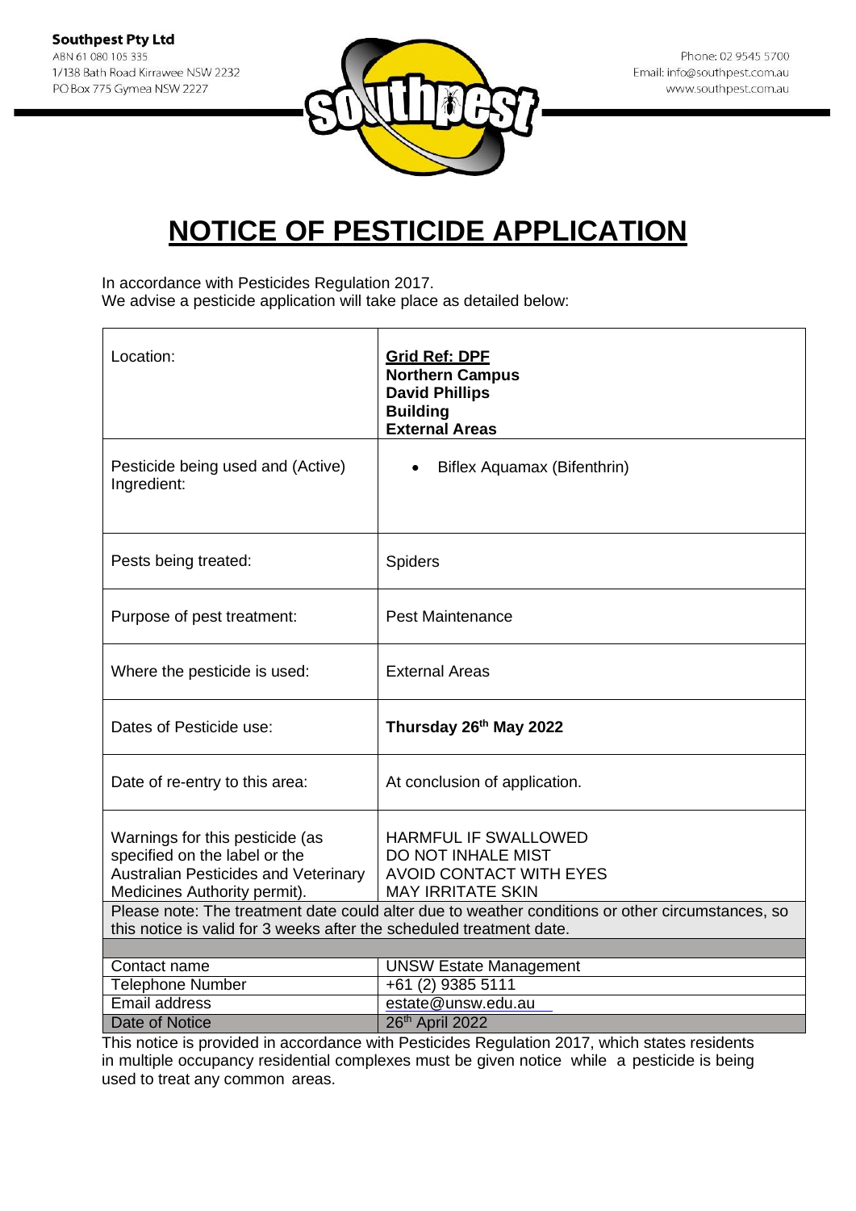**Southpest Pty Ltd**
ABN 61 080 105 335
1/138 Bath Road Kirrawee NSW 2232
PO Box 775 Gymea NSW 2227

Phone: 02 9545 5700
Email: info@southpest.com.au
www.southpest.com.au

# NOTICE OF PESTICIDE APPLICATION

In accordance with Pesticides Regulation 2017.
We advise a pesticide application will take place as detailed below:

| | |
|---|---|
| Location: | **Grid Ref: DPF**<br>**Northern Campus**<br>**David Phillips**<br>**Building**<br>**External Areas** |
| Pesticide being used and (Active) Ingredient: | • Biflex Aquamax (Bifenthrin) |
| Pests being treated: | Spiders |
| Purpose of pest treatment: | Pest Maintenance |
| Where the pesticide is used: | External Areas |
| Dates of Pesticide use: | **Thursday 26th May 2022** |
| Date of re-entry to this area: | At conclusion of application. |
| Warnings for this pesticide (as specified on the label or the Australian Pesticides and Veterinary Medicines Authority permit). | HARMFUL IF SWALLOWED<br>DO NOT INHALE MIST<br>AVOID CONTACT WITH EYES<br>MAY IRRITATE SKIN |
| Please note: The treatment date could alter due to weather conditions or other circumstances, so this notice is valid for 3 weeks after the scheduled treatment date. | |
| | |
| Contact name | UNSW Estate Management |
| Telephone Number | +61 (2) 9385 5111 |
| Email address | estate@unsw.edu.au |
| Date of Notice | 26th April 2022 |

This notice is provided in accordance with Pesticides Regulation 2017, which states residents in multiple occupancy residential complexes must be given notice while a pesticide is being used to treat any common areas.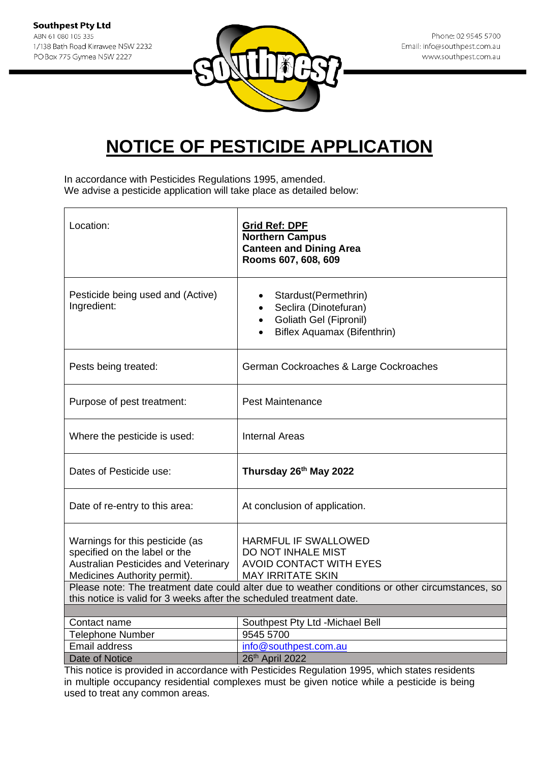**Southpest Pty Ltd**
ABN 61 080 105 335
1/138 Bath Road Kirrawee NSW 2232
PO Box 775 Gymea NSW 2227

Phone: 02 9545 5700
Email: info@southpest.com.au
www.southpest.com.au

# NOTICE OF PESTICIDE APPLICATION

In accordance with Pesticides Regulations 1995, amended.
We advise a pesticide application will take place as detailed below:

| | |
|---|---|
| Location: | **Grid Ref: DPF**<br>**Northern Campus**<br>**Canteen and Dining Area**<br>**Rooms 607, 608, 609** |
| Pesticide being used and (Active) Ingredient: | • Stardust(Permethrin)<br>• Seclira (Dinotefuran)<br>• Goliath Gel (Fipronil)<br>• Biflex Aquamax (Bifenthrin) |
| Pests being treated: | German Cockroaches & Large Cockroaches |
| Purpose of pest treatment: | Pest Maintenance |
| Where the pesticide is used: | Internal Areas |
| Dates of Pesticide use: | **Thursday 26th May 2022** |
| Date of re-entry to this area: | At conclusion of application. |
| Warnings for this pesticide (as specified on the label or the Australian Pesticides and Veterinary Medicines Authority permit). | HARMFUL IF SWALLOWED<br>DO NOT INHALE MIST<br>AVOID CONTACT WITH EYES<br>MAY IRRITATE SKIN |
| Please note: The treatment date could alter due to weather conditions or other circumstances, so this notice is valid for 3 weeks after the scheduled treatment date. | |
| | |
| Contact name | Southpest Pty Ltd -Michael Bell |
| Telephone Number | 9545 5700 |
| Email address | info@southpest.com.au |
| Date of Notice | 26th April 2022 |

This notice is provided in accordance with Pesticides Regulation 1995, which states residents in multiple occupancy residential complexes must be given notice while a pesticide is being used to treat any common areas.